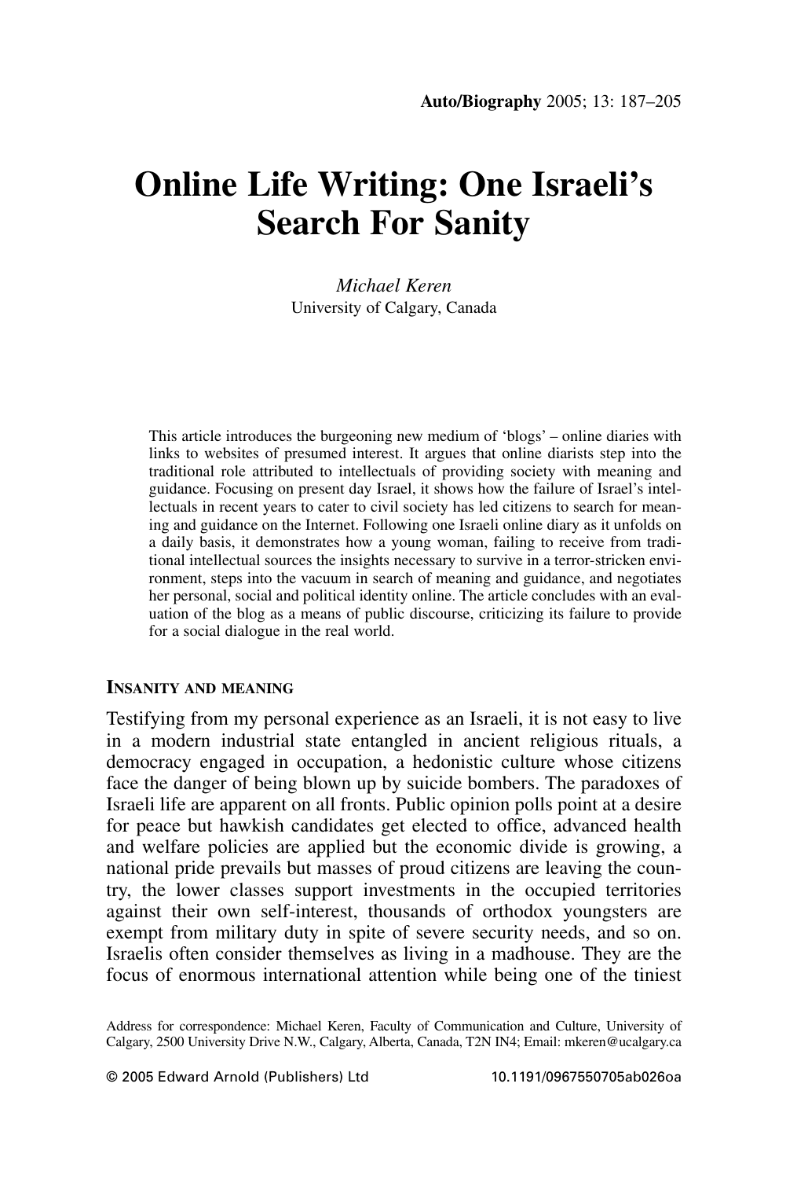# Online Life Writing: One Israeli's Search For Sanity

*Michael Keren*
University of Calgary, Canada

This article introduces the burgeoning new medium of 'blogs' – online diaries with links to websites of presumed interest. It argues that online diarists step into the traditional role attributed to intellectuals of providing society with meaning and guidance. Focusing on present day Israel, it shows how the failure of Israel's intellectuals in recent years to cater to civil society has led citizens to search for meaning and guidance on the Internet. Following one Israeli online diary as it unfolds on a daily basis, it demonstrates how a young woman, failing to receive from traditional intellectual sources the insights necessary to survive in a terror-stricken environment, steps into the vacuum in search of meaning and guidance, and negotiates her personal, social and political identity online. The article concludes with an evaluation of the blog as a means of public discourse, criticizing its failure to provide for a social dialogue in the real world.

## Insanity and meaning

Testifying from my personal experience as an Israeli, it is not easy to live in a modern industrial state entangled in ancient religious rituals, a democracy engaged in occupation, a hedonistic culture whose citizens face the danger of being blown up by suicide bombers. The paradoxes of Israeli life are apparent on all fronts. Public opinion polls point at a desire for peace but hawkish candidates get elected to office, advanced health and welfare policies are applied but the economic divide is growing, a national pride prevails but masses of proud citizens are leaving the country, the lower classes support investments in the occupied territories against their own self-interest, thousands of orthodox youngsters are exempt from military duty in spite of severe security needs, and so on. Israelis often consider themselves as living in a madhouse. They are the focus of enormous international attention while being one of the tiniest

Address for correspondence: Michael Keren, Faculty of Communication and Culture, University of Calgary, 2500 University Drive N.W., Calgary, Alberta, Canada, T2N IN4; Email: mkeren@ucalgary.ca

© 2005 Edward Arnold (Publishers) Ltd 10.1191/0967550705ab026oa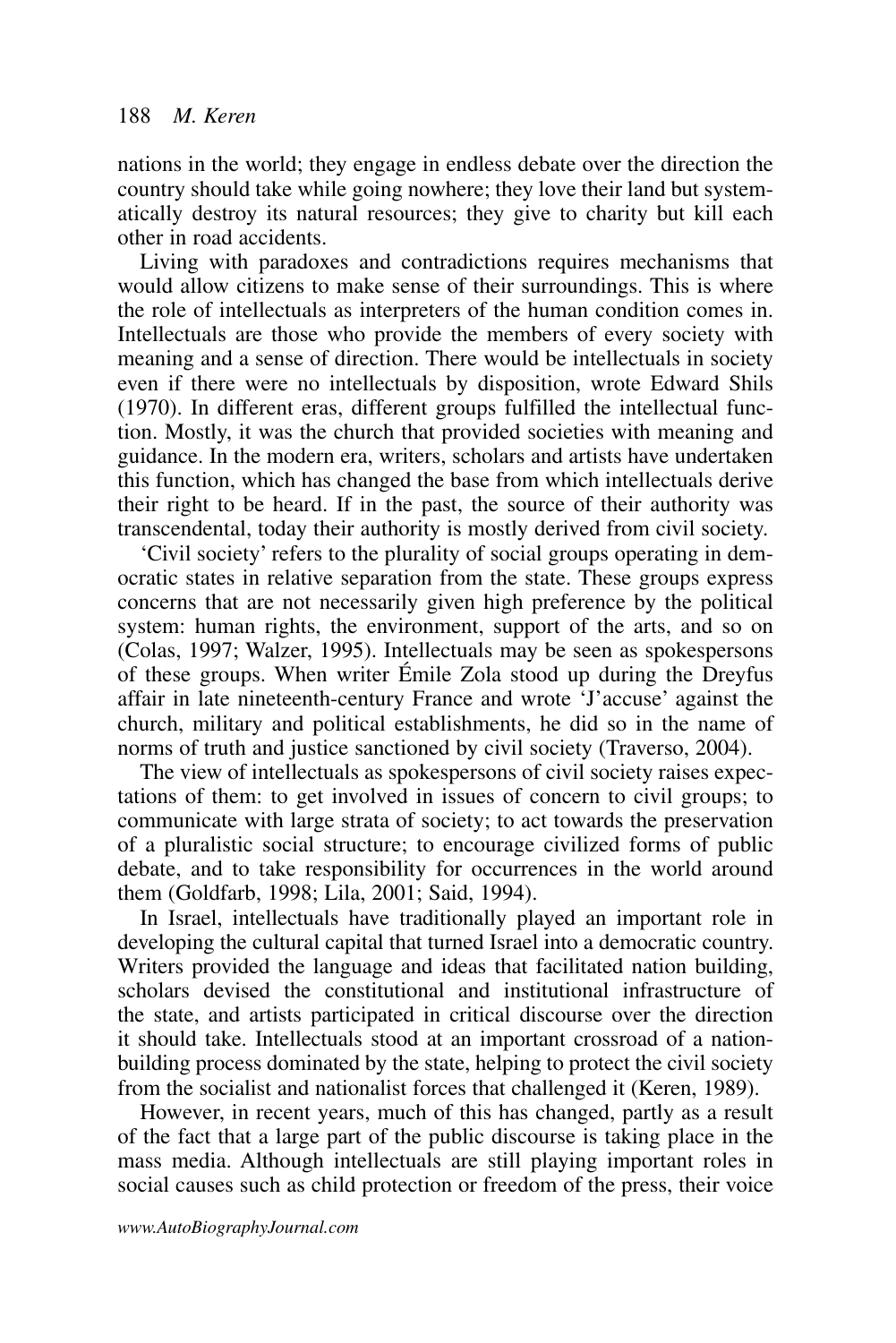nations in the world; they engage in endless debate over the direction the country should take while going nowhere; they love their land but systematically destroy its natural resources; they give to charity but kill each other in road accidents.

Living with paradoxes and contradictions requires mechanisms that would allow citizens to make sense of their surroundings. This is where the role of intellectuals as interpreters of the human condition comes in. Intellectuals are those who provide the members of every society with meaning and a sense of direction. There would be intellectuals in society even if there were no intellectuals by disposition, wrote Edward Shils (1970). In different eras, different groups fulfilled the intellectual function. Mostly, it was the church that provided societies with meaning and guidance. In the modern era, writers, scholars and artists have undertaken this function, which has changed the base from which intellectuals derive their right to be heard. If in the past, the source of their authority was transcendental, today their authority is mostly derived from civil society.

'Civil society' refers to the plurality of social groups operating in democratic states in relative separation from the state. These groups express concerns that are not necessarily given high preference by the political system: human rights, the environment, support of the arts, and so on (Colas, 1997; Walzer, 1995). Intellectuals may be seen as spokespersons of these groups. When writer Émile Zola stood up during the Dreyfus affair in late nineteenth-century France and wrote 'J'accuse' against the church, military and political establishments, he did so in the name of norms of truth and justice sanctioned by civil society (Traverso, 2004).

The view of intellectuals as spokespersons of civil society raises expectations of them: to get involved in issues of concern to civil groups; to communicate with large strata of society; to act towards the preservation of a pluralistic social structure; to encourage civilized forms of public debate, and to take responsibility for occurrences in the world around them (Goldfarb, 1998; Lila, 2001; Said, 1994).

In Israel, intellectuals have traditionally played an important role in developing the cultural capital that turned Israel into a democratic country. Writers provided the language and ideas that facilitated nation building, scholars devised the constitutional and institutional infrastructure of the state, and artists participated in critical discourse over the direction it should take. Intellectuals stood at an important crossroad of a nation-building process dominated by the state, helping to protect the civil society from the socialist and nationalist forces that challenged it (Keren, 1989).

However, in recent years, much of this has changed, partly as a result of the fact that a large part of the public discourse is taking place in the mass media. Although intellectuals are still playing important roles in social causes such as child protection or freedom of the press, their voice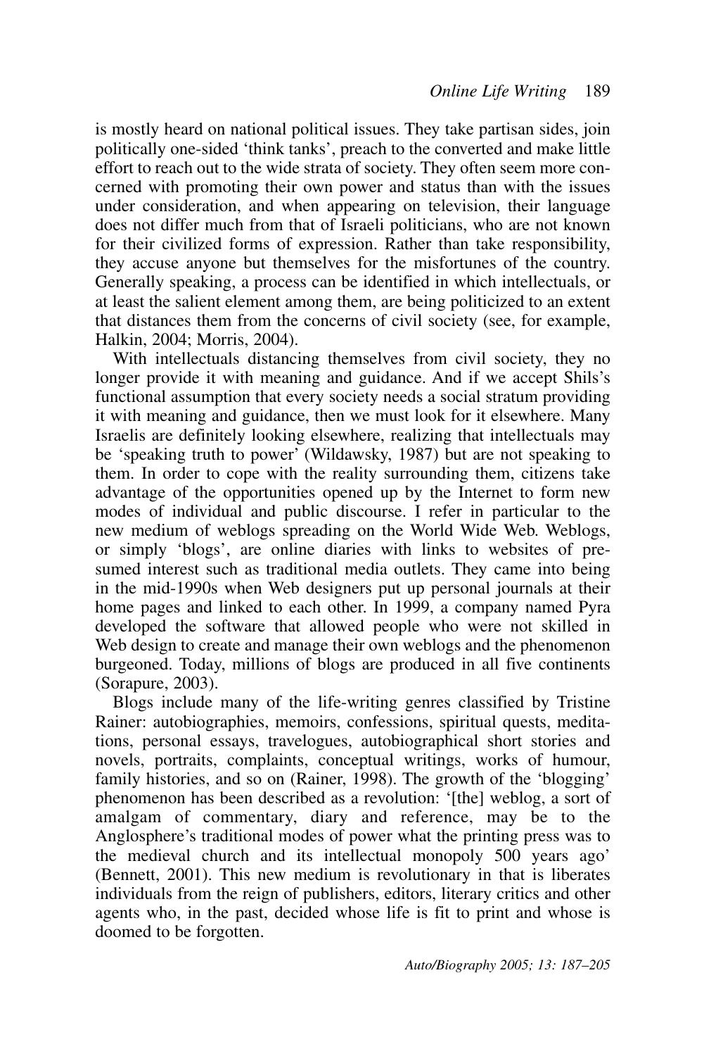is mostly heard on national political issues. They take partisan sides, join politically one-sided 'think tanks', preach to the converted and make little effort to reach out to the wide strata of society. They often seem more concerned with promoting their own power and status than with the issues under consideration, and when appearing on television, their language does not differ much from that of Israeli politicians, who are not known for their civilized forms of expression. Rather than take responsibility, they accuse anyone but themselves for the misfortunes of the country. Generally speaking, a process can be identified in which intellectuals, or at least the salient element among them, are being politicized to an extent that distances them from the concerns of civil society (see, for example, Halkin, 2004; Morris, 2004).

With intellectuals distancing themselves from civil society, they no longer provide it with meaning and guidance. And if we accept Shils's functional assumption that every society needs a social stratum providing it with meaning and guidance, then we must look for it elsewhere. Many Israelis are definitely looking elsewhere, realizing that intellectuals may be 'speaking truth to power' (Wildawsky, 1987) but are not speaking to them. In order to cope with the reality surrounding them, citizens take advantage of the opportunities opened up by the Internet to form new modes of individual and public discourse. I refer in particular to the new medium of weblogs spreading on the World Wide Web. Weblogs, or simply 'blogs', are online diaries with links to websites of presumed interest such as traditional media outlets. They came into being in the mid-1990s when Web designers put up personal journals at their home pages and linked to each other. In 1999, a company named Pyra developed the software that allowed people who were not skilled in Web design to create and manage their own weblogs and the phenomenon burgeoned. Today, millions of blogs are produced in all five continents (Sorapure, 2003).

Blogs include many of the life-writing genres classified by Tristine Rainer: autobiographies, memoirs, confessions, spiritual quests, meditations, personal essays, travelogues, autobiographical short stories and novels, portraits, complaints, conceptual writings, works of humour, family histories, and so on (Rainer, 1998). The growth of the 'blogging' phenomenon has been described as a revolution: '[the] weblog, a sort of amalgam of commentary, diary and reference, may be to the Anglosphere's traditional modes of power what the printing press was to the medieval church and its intellectual monopoly 500 years ago' (Bennett, 2001). This new medium is revolutionary in that is liberates individuals from the reign of publishers, editors, literary critics and other agents who, in the past, decided whose life is fit to print and whose is doomed to be forgotten.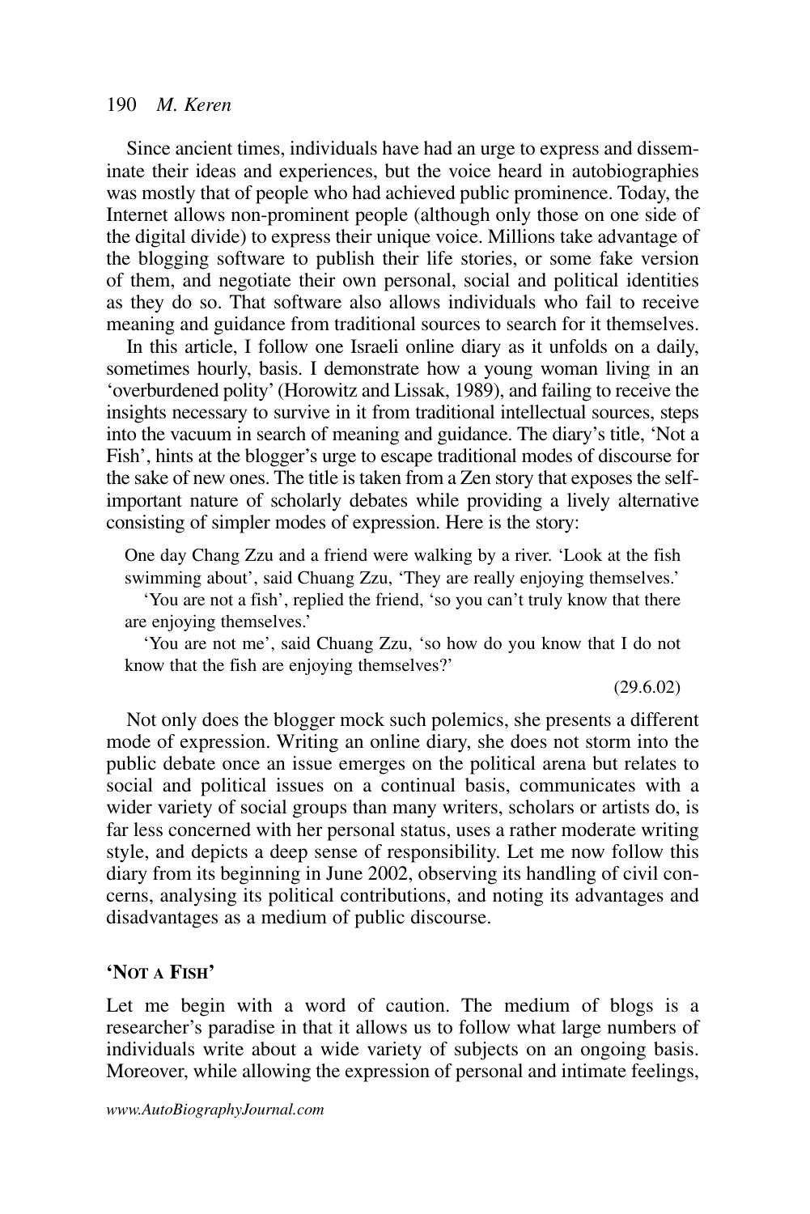Since ancient times, individuals have had an urge to express and disseminate their ideas and experiences, but the voice heard in autobiographies was mostly that of people who had achieved public prominence. Today, the Internet allows non-prominent people (although only those on one side of the digital divide) to express their unique voice. Millions take advantage of the blogging software to publish their life stories, or some fake version of them, and negotiate their own personal, social and political identities as they do so. That software also allows individuals who fail to receive meaning and guidance from traditional sources to search for it themselves.

In this article, I follow one Israeli online diary as it unfolds on a daily, sometimes hourly, basis. I demonstrate how a young woman living in an 'overburdened polity' (Horowitz and Lissak, 1989), and failing to receive the insights necessary to survive in it from traditional intellectual sources, steps into the vacuum in search of meaning and guidance. The diary's title, 'Not a Fish', hints at the blogger's urge to escape traditional modes of discourse for the sake of new ones. The title is taken from a Zen story that exposes the self-important nature of scholarly debates while providing a lively alternative consisting of simpler modes of expression. Here is the story:

> One day Chang Zzu and a friend were walking by a river. 'Look at the fish swimming about', said Chuang Zzu, 'They are really enjoying themselves.'
>
> 'You are not a fish', replied the friend, 'so you can't truly know that there are enjoying themselves.'
>
> 'You are not me', said Chuang Zzu, 'so how do you know that I do not know that the fish are enjoying themselves?'
>
> (29.6.02)

Not only does the blogger mock such polemics, she presents a different mode of expression. Writing an online diary, she does not storm into the public debate once an issue emerges on the political arena but relates to social and political issues on a continual basis, communicates with a wider variety of social groups than many writers, scholars or artists do, is far less concerned with her personal status, uses a rather moderate writing style, and depicts a deep sense of responsibility. Let me now follow this diary from its beginning in June 2002, observing its handling of civil concerns, analysing its political contributions, and noting its advantages and disadvantages as a medium of public discourse.

## 'NOT A FISH'

Let me begin with a word of caution. The medium of blogs is a researcher's paradise in that it allows us to follow what large numbers of individuals write about a wide variety of subjects on an ongoing basis. Moreover, while allowing the expression of personal and intimate feelings,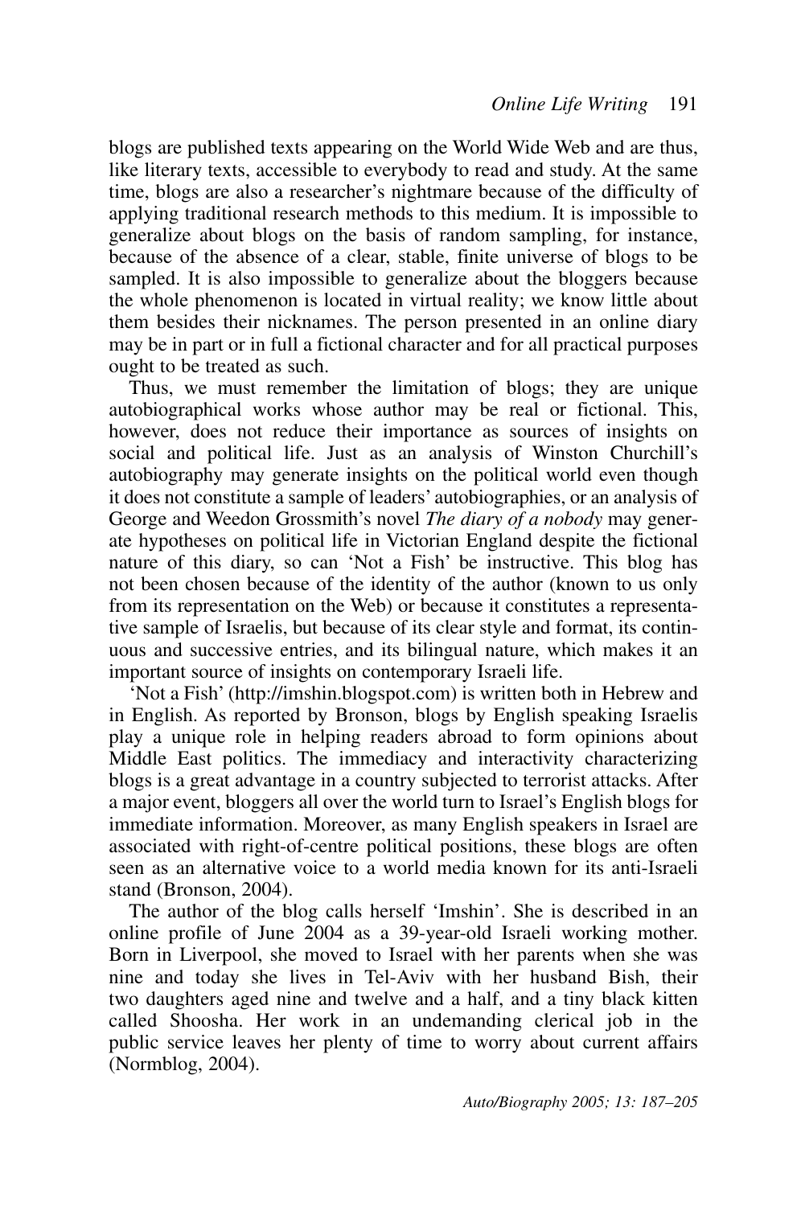blogs are published texts appearing on the World Wide Web and are thus, like literary texts, accessible to everybody to read and study. At the same time, blogs are also a researcher's nightmare because of the difficulty of applying traditional research methods to this medium. It is impossible to generalize about blogs on the basis of random sampling, for instance, because of the absence of a clear, stable, finite universe of blogs to be sampled. It is also impossible to generalize about the bloggers because the whole phenomenon is located in virtual reality; we know little about them besides their nicknames. The person presented in an online diary may be in part or in full a fictional character and for all practical purposes ought to be treated as such.

Thus, we must remember the limitation of blogs; they are unique autobiographical works whose author may be real or fictional. This, however, does not reduce their importance as sources of insights on social and political life. Just as an analysis of Winston Churchill's autobiography may generate insights on the political world even though it does not constitute a sample of leaders' autobiographies, or an analysis of George and Weedon Grossmith's novel *The diary of a nobody* may generate hypotheses on political life in Victorian England despite the fictional nature of this diary, so can 'Not a Fish' be instructive. This blog has not been chosen because of the identity of the author (known to us only from its representation on the Web) or because it constitutes a representative sample of Israelis, but because of its clear style and format, its continuous and successive entries, and its bilingual nature, which makes it an important source of insights on contemporary Israeli life.

'Not a Fish' (http://imshin.blogspot.com) is written both in Hebrew and in English. As reported by Bronson, blogs by English speaking Israelis play a unique role in helping readers abroad to form opinions about Middle East politics. The immediacy and interactivity characterizing blogs is a great advantage in a country subjected to terrorist attacks. After a major event, bloggers all over the world turn to Israel's English blogs for immediate information. Moreover, as many English speakers in Israel are associated with right-of-centre political positions, these blogs are often seen as an alternative voice to a world media known for its anti-Israeli stand (Bronson, 2004).

The author of the blog calls herself 'Imshin'. She is described in an online profile of June 2004 as a 39-year-old Israeli working mother. Born in Liverpool, she moved to Israel with her parents when she was nine and today she lives in Tel-Aviv with her husband Bish, their two daughters aged nine and twelve and a half, and a tiny black kitten called Shoosha. Her work in an undemanding clerical job in the public service leaves her plenty of time to worry about current affairs (Normblog, 2004).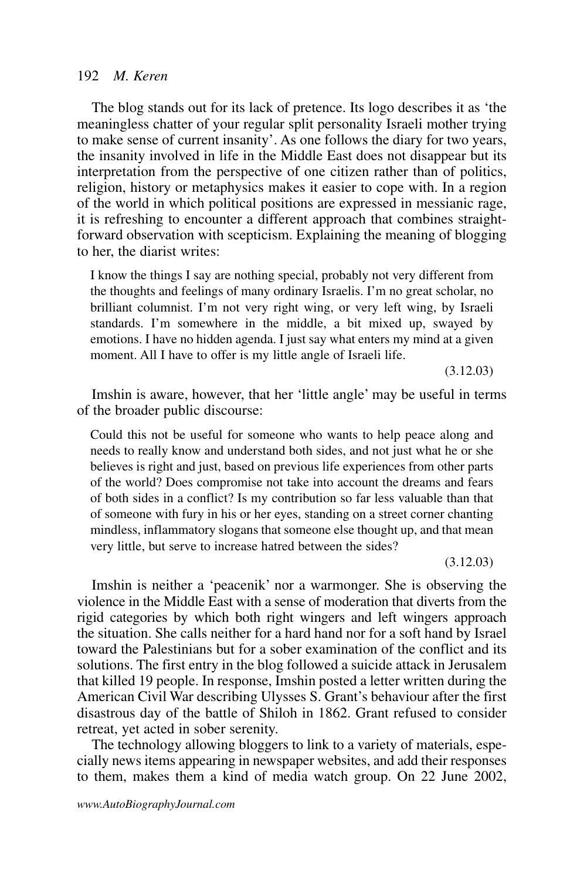The blog stands out for its lack of pretence. Its logo describes it as 'the meaningless chatter of your regular split personality Israeli mother trying to make sense of current insanity'. As one follows the diary for two years, the insanity involved in life in the Middle East does not disappear but its interpretation from the perspective of one citizen rather than of politics, religion, history or metaphysics makes it easier to cope with. In a region of the world in which political positions are expressed in messianic rage, it is refreshing to encounter a different approach that combines straightforward observation with scepticism. Explaining the meaning of blogging to her, the diarist writes:

> I know the things I say are nothing special, probably not very different from the thoughts and feelings of many ordinary Israelis. I'm no great scholar, no brilliant columnist. I'm not very right wing, or very left wing, by Israeli standards. I'm somewhere in the middle, a bit mixed up, swayed by emotions. I have no hidden agenda. I just say what enters my mind at a given moment. All I have to offer is my little angle of Israeli life.
>
> (3.12.03)

Imshin is aware, however, that her 'little angle' may be useful in terms of the broader public discourse:

> Could this not be useful for someone who wants to help peace along and needs to really know and understand both sides, and not just what he or she believes is right and just, based on previous life experiences from other parts of the world? Does compromise not take into account the dreams and fears of both sides in a conflict? Is my contribution so far less valuable than that of someone with fury in his or her eyes, standing on a street corner chanting mindless, inflammatory slogans that someone else thought up, and that mean very little, but serve to increase hatred between the sides?
>
> (3.12.03)

Imshin is neither a 'peacenik' nor a warmonger. She is observing the violence in the Middle East with a sense of moderation that diverts from the rigid categories by which both right wingers and left wingers approach the situation. She calls neither for a hard hand nor for a soft hand by Israel toward the Palestinians but for a sober examination of the conflict and its solutions. The first entry in the blog followed a suicide attack in Jerusalem that killed 19 people. In response, Imshin posted a letter written during the American Civil War describing Ulysses S. Grant's behaviour after the first disastrous day of the battle of Shiloh in 1862. Grant refused to consider retreat, yet acted in sober serenity.

The technology allowing bloggers to link to a variety of materials, especially news items appearing in newspaper websites, and add their responses to them, makes them a kind of media watch group. On 22 June 2002,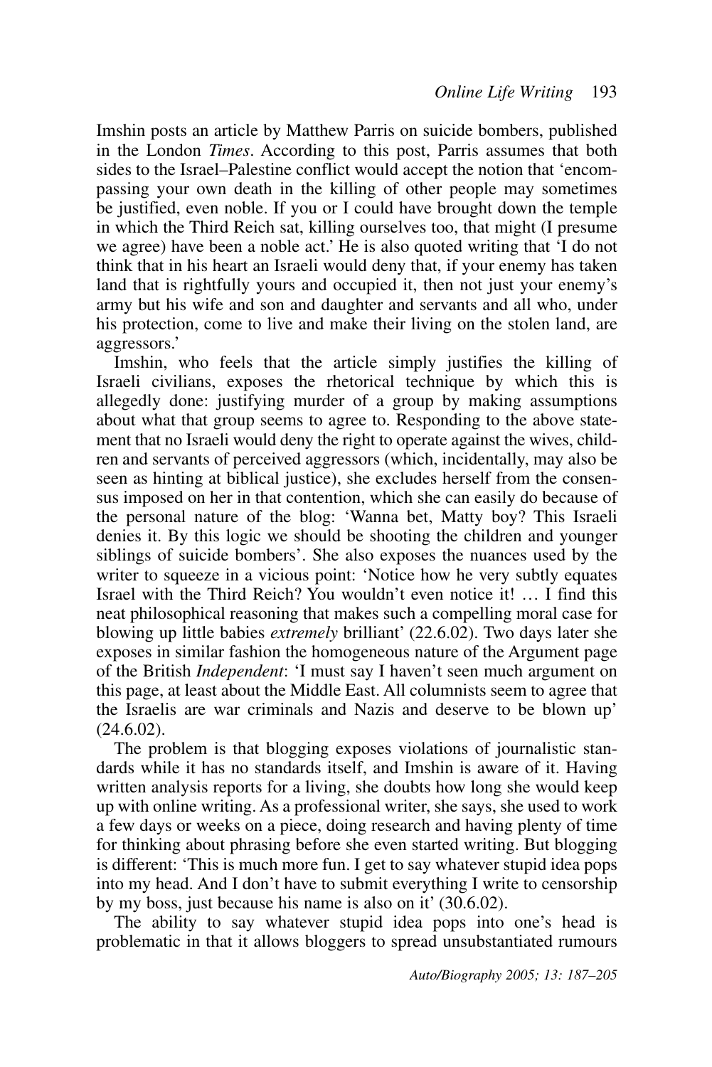Imshin posts an article by Matthew Parris on suicide bombers, published in the London *Times*. According to this post, Parris assumes that both sides to the Israel–Palestine conflict would accept the notion that 'encompassing your own death in the killing of other people may sometimes be justified, even noble. If you or I could have brought down the temple in which the Third Reich sat, killing ourselves too, that might (I presume we agree) have been a noble act.' He is also quoted writing that 'I do not think that in his heart an Israeli would deny that, if your enemy has taken land that is rightfully yours and occupied it, then not just your enemy's army but his wife and son and daughter and servants and all who, under his protection, come to live and make their living on the stolen land, are aggressors.'

Imshin, who feels that the article simply justifies the killing of Israeli civilians, exposes the rhetorical technique by which this is allegedly done: justifying murder of a group by making assumptions about what that group seems to agree to. Responding to the above statement that no Israeli would deny the right to operate against the wives, children and servants of perceived aggressors (which, incidentally, may also be seen as hinting at biblical justice), she excludes herself from the consensus imposed on her in that contention, which she can easily do because of the personal nature of the blog: 'Wanna bet, Matty boy? This Israeli denies it. By this logic we should be shooting the children and younger siblings of suicide bombers'. She also exposes the nuances used by the writer to squeeze in a vicious point: 'Notice how he very subtly equates Israel with the Third Reich? You wouldn't even notice it! … I find this neat philosophical reasoning that makes such a compelling moral case for blowing up little babies *extremely* brilliant' (22.6.02). Two days later she exposes in similar fashion the homogeneous nature of the Argument page of the British *Independent*: 'I must say I haven't seen much argument on this page, at least about the Middle East. All columnists seem to agree that the Israelis are war criminals and Nazis and deserve to be blown up' (24.6.02).

The problem is that blogging exposes violations of journalistic standards while it has no standards itself, and Imshin is aware of it. Having written analysis reports for a living, she doubts how long she would keep up with online writing. As a professional writer, she says, she used to work a few days or weeks on a piece, doing research and having plenty of time for thinking about phrasing before she even started writing. But blogging is different: 'This is much more fun. I get to say whatever stupid idea pops into my head. And I don't have to submit everything I write to censorship by my boss, just because his name is also on it' (30.6.02).

The ability to say whatever stupid idea pops into one's head is problematic in that it allows bloggers to spread unsubstantiated rumours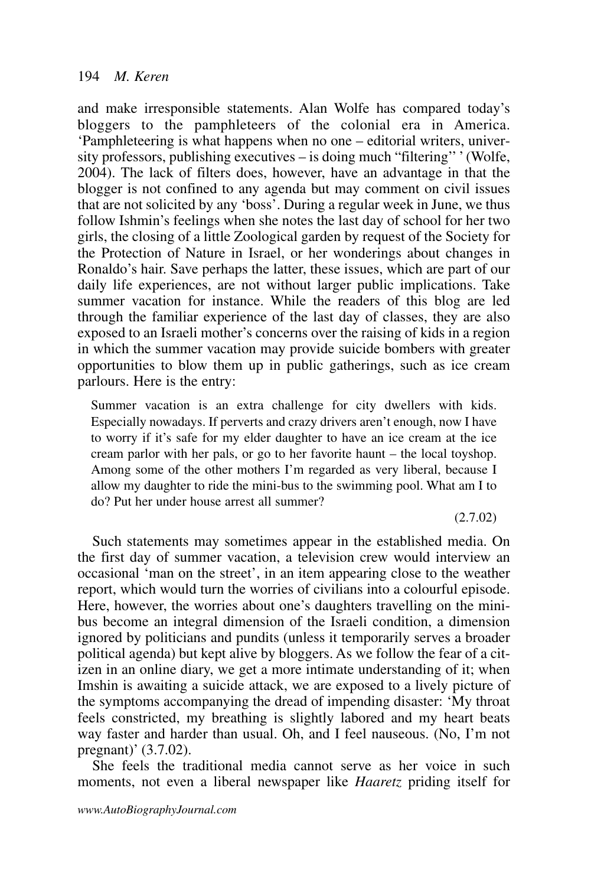and make irresponsible statements. Alan Wolfe has compared today's bloggers to the pamphleteers of the colonial era in America. 'Pamphleteering is what happens when no one – editorial writers, university professors, publishing executives – is doing much "filtering" ' (Wolfe, 2004). The lack of filters does, however, have an advantage in that the blogger is not confined to any agenda but may comment on civil issues that are not solicited by any 'boss'. During a regular week in June, we thus follow Ishmin's feelings when she notes the last day of school for her two girls, the closing of a little Zoological garden by request of the Society for the Protection of Nature in Israel, or her wonderings about changes in Ronaldo's hair. Save perhaps the latter, these issues, which are part of our daily life experiences, are not without larger public implications. Take summer vacation for instance. While the readers of this blog are led through the familiar experience of the last day of classes, they are also exposed to an Israeli mother's concerns over the raising of kids in a region in which the summer vacation may provide suicide bombers with greater opportunities to blow them up in public gatherings, such as ice cream parlours. Here is the entry:

> Summer vacation is an extra challenge for city dwellers with kids. Especially nowadays. If perverts and crazy drivers aren't enough, now I have to worry if it's safe for my elder daughter to have an ice cream at the ice cream parlor with her pals, or go to her favorite haunt – the local toyshop. Among some of the other mothers I'm regarded as very liberal, because I allow my daughter to ride the mini-bus to the swimming pool. What am I to do? Put her under house arrest all summer?
>
> (2.7.02)

Such statements may sometimes appear in the established media. On the first day of summer vacation, a television crew would interview an occasional 'man on the street', in an item appearing close to the weather report, which would turn the worries of civilians into a colourful episode. Here, however, the worries about one's daughters travelling on the mini-bus become an integral dimension of the Israeli condition, a dimension ignored by politicians and pundits (unless it temporarily serves a broader political agenda) but kept alive by bloggers. As we follow the fear of a citizen in an online diary, we get a more intimate understanding of it; when Imshin is awaiting a suicide attack, we are exposed to a lively picture of the symptoms accompanying the dread of impending disaster: 'My throat feels constricted, my breathing is slightly labored and my heart beats way faster and harder than usual. Oh, and I feel nauseous. (No, I'm not pregnant)' (3.7.02).

She feels the traditional media cannot serve as her voice in such moments, not even a liberal newspaper like *Haaretz* priding itself for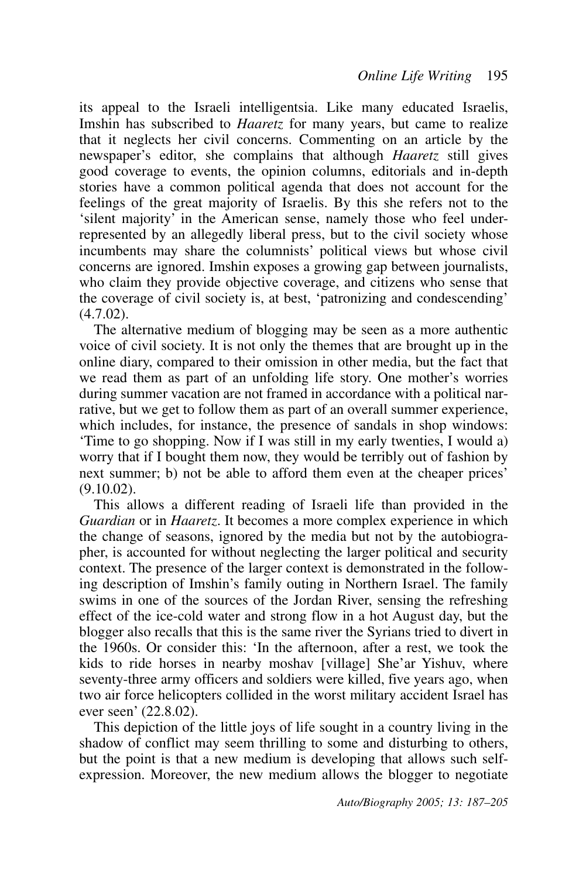its appeal to the Israeli intelligentsia. Like many educated Israelis, Imshin has subscribed to *Haaretz* for many years, but came to realize that it neglects her civil concerns. Commenting on an article by the newspaper's editor, she complains that although *Haaretz* still gives good coverage to events, the opinion columns, editorials and in-depth stories have a common political agenda that does not account for the feelings of the great majority of Israelis. By this she refers not to the 'silent majority' in the American sense, namely those who feel under-represented by an allegedly liberal press, but to the civil society whose incumbents may share the columnists' political views but whose civil concerns are ignored. Imshin exposes a growing gap between journalists, who claim they provide objective coverage, and citizens who sense that the coverage of civil society is, at best, 'patronizing and condescending' (4.7.02).

The alternative medium of blogging may be seen as a more authentic voice of civil society. It is not only the themes that are brought up in the online diary, compared to their omission in other media, but the fact that we read them as part of an unfolding life story. One mother's worries during summer vacation are not framed in accordance with a political narrative, but we get to follow them as part of an overall summer experience, which includes, for instance, the presence of sandals in shop windows: 'Time to go shopping. Now if I was still in my early twenties, I would a) worry that if I bought them now, they would be terribly out of fashion by next summer; b) not be able to afford them even at the cheaper prices' (9.10.02).

This allows a different reading of Israeli life than provided in the *Guardian* or in *Haaretz*. It becomes a more complex experience in which the change of seasons, ignored by the media but not by the autobiographer, is accounted for without neglecting the larger political and security context. The presence of the larger context is demonstrated in the following description of Imshin's family outing in Northern Israel. The family swims in one of the sources of the Jordan River, sensing the refreshing effect of the ice-cold water and strong flow in a hot August day, but the blogger also recalls that this is the same river the Syrians tried to divert in the 1960s. Or consider this: 'In the afternoon, after a rest, we took the kids to ride horses in nearby moshav [village] She'ar Yishuv, where seventy-three army officers and soldiers were killed, five years ago, when two air force helicopters collided in the worst military accident Israel has ever seen' (22.8.02).

This depiction of the little joys of life sought in a country living in the shadow of conflict may seem thrilling to some and disturbing to others, but the point is that a new medium is developing that allows such self-expression. Moreover, the new medium allows the blogger to negotiate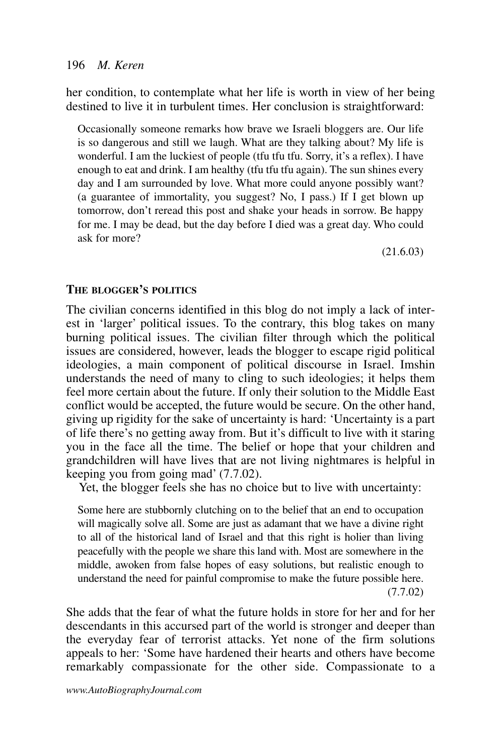her condition, to contemplate what her life is worth in view of her being destined to live it in turbulent times. Her conclusion is straightforward:

> Occasionally someone remarks how brave we Israeli bloggers are. Our life is so dangerous and still we laugh. What are they talking about? My life is wonderful. I am the luckiest of people (tfu tfu tfu. Sorry, it's a reflex). I have enough to eat and drink. I am healthy (tfu tfu tfu again). The sun shines every day and I am surrounded by love. What more could anyone possibly want? (a guarantee of immortality, you suggest? No, I pass.) If I get blown up tomorrow, don't reread this post and shake your heads in sorrow. Be happy for me. I may be dead, but the day before I died was a great day. Who could ask for more?
>
> (21.6.03)

## The blogger's politics

The civilian concerns identified in this blog do not imply a lack of interest in 'larger' political issues. To the contrary, this blog takes on many burning political issues. The civilian filter through which the political issues are considered, however, leads the blogger to escape rigid political ideologies, a main component of political discourse in Israel. Imshin understands the need of many to cling to such ideologies; it helps them feel more certain about the future. If only their solution to the Middle East conflict would be accepted, the future would be secure. On the other hand, giving up rigidity for the sake of uncertainty is hard: 'Uncertainty is a part of life there's no getting away from. But it's difficult to live with it staring you in the face all the time. The belief or hope that your children and grandchildren will have lives that are not living nightmares is helpful in keeping you from going mad' (7.7.02).

Yet, the blogger feels she has no choice but to live with uncertainty:

> Some here are stubbornly clutching on to the belief that an end to occupation will magically solve all. Some are just as adamant that we have a divine right to all of the historical land of Israel and that this right is holier than living peacefully with the people we share this land with. Most are somewhere in the middle, awoken from false hopes of easy solutions, but realistic enough to understand the need for painful compromise to make the future possible here.
>
> (7.7.02)

She adds that the fear of what the future holds in store for her and for her descendants in this accursed part of the world is stronger and deeper than the everyday fear of terrorist attacks. Yet none of the firm solutions appeals to her: 'Some have hardened their hearts and others have become remarkably compassionate for the other side. Compassionate to a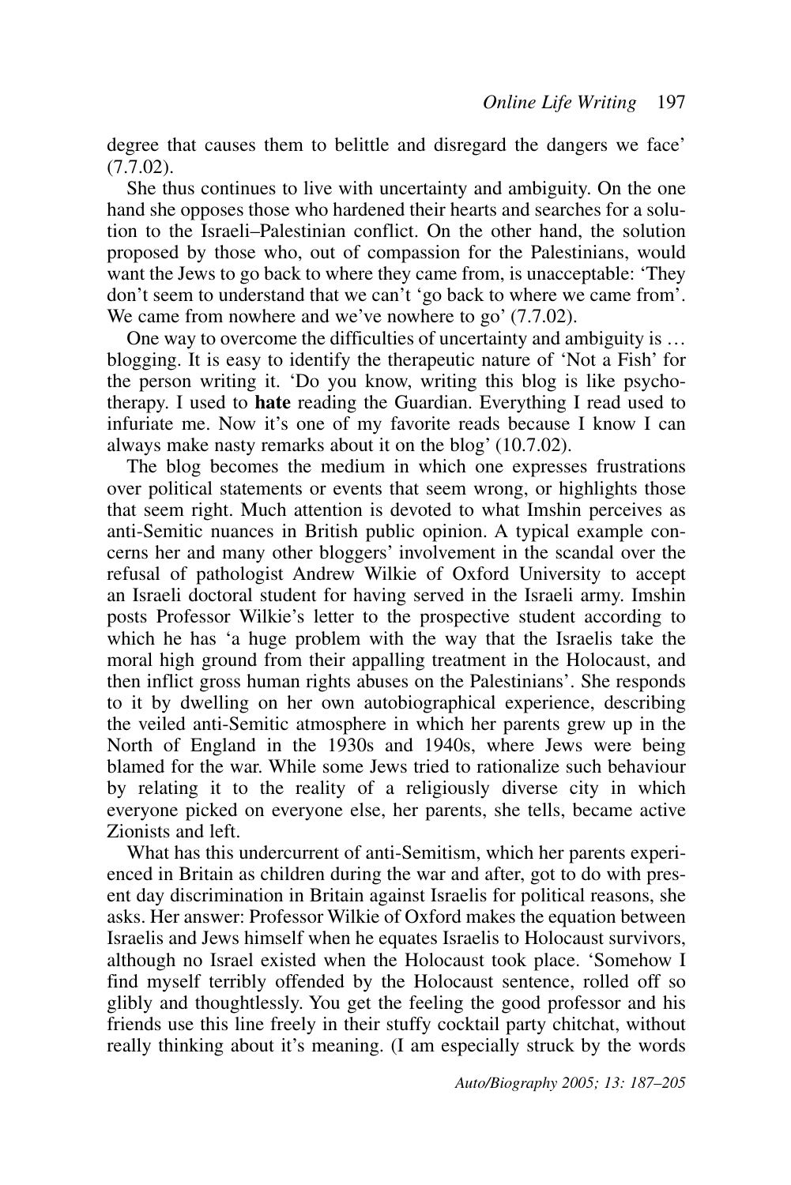degree that causes them to belittle and disregard the dangers we face' (7.7.02).

She thus continues to live with uncertainty and ambiguity. On the one hand she opposes those who hardened their hearts and searches for a solution to the Israeli–Palestinian conflict. On the other hand, the solution proposed by those who, out of compassion for the Palestinians, would want the Jews to go back to where they came from, is unacceptable: 'They don't seem to understand that we can't 'go back to where we came from'. We came from nowhere and we've nowhere to go' (7.7.02).

One way to overcome the difficulties of uncertainty and ambiguity is … blogging. It is easy to identify the therapeutic nature of 'Not a Fish' for the person writing it. 'Do you know, writing this blog is like psychotherapy. I used to **hate** reading the Guardian. Everything I read used to infuriate me. Now it's one of my favorite reads because I know I can always make nasty remarks about it on the blog' (10.7.02).

The blog becomes the medium in which one expresses frustrations over political statements or events that seem wrong, or highlights those that seem right. Much attention is devoted to what Imshin perceives as anti-Semitic nuances in British public opinion. A typical example concerns her and many other bloggers' involvement in the scandal over the refusal of pathologist Andrew Wilkie of Oxford University to accept an Israeli doctoral student for having served in the Israeli army. Imshin posts Professor Wilkie's letter to the prospective student according to which he has 'a huge problem with the way that the Israelis take the moral high ground from their appalling treatment in the Holocaust, and then inflict gross human rights abuses on the Palestinians'. She responds to it by dwelling on her own autobiographical experience, describing the veiled anti-Semitic atmosphere in which her parents grew up in the North of England in the 1930s and 1940s, where Jews were being blamed for the war. While some Jews tried to rationalize such behaviour by relating it to the reality of a religiously diverse city in which everyone picked on everyone else, her parents, she tells, became active Zionists and left.

What has this undercurrent of anti-Semitism, which her parents experienced in Britain as children during the war and after, got to do with present day discrimination in Britain against Israelis for political reasons, she asks. Her answer: Professor Wilkie of Oxford makes the equation between Israelis and Jews himself when he equates Israelis to Holocaust survivors, although no Israel existed when the Holocaust took place. 'Somehow I find myself terribly offended by the Holocaust sentence, rolled off so glibly and thoughtlessly. You get the feeling the good professor and his friends use this line freely in their stuffy cocktail party chitchat, without really thinking about it's meaning. (I am especially struck by the words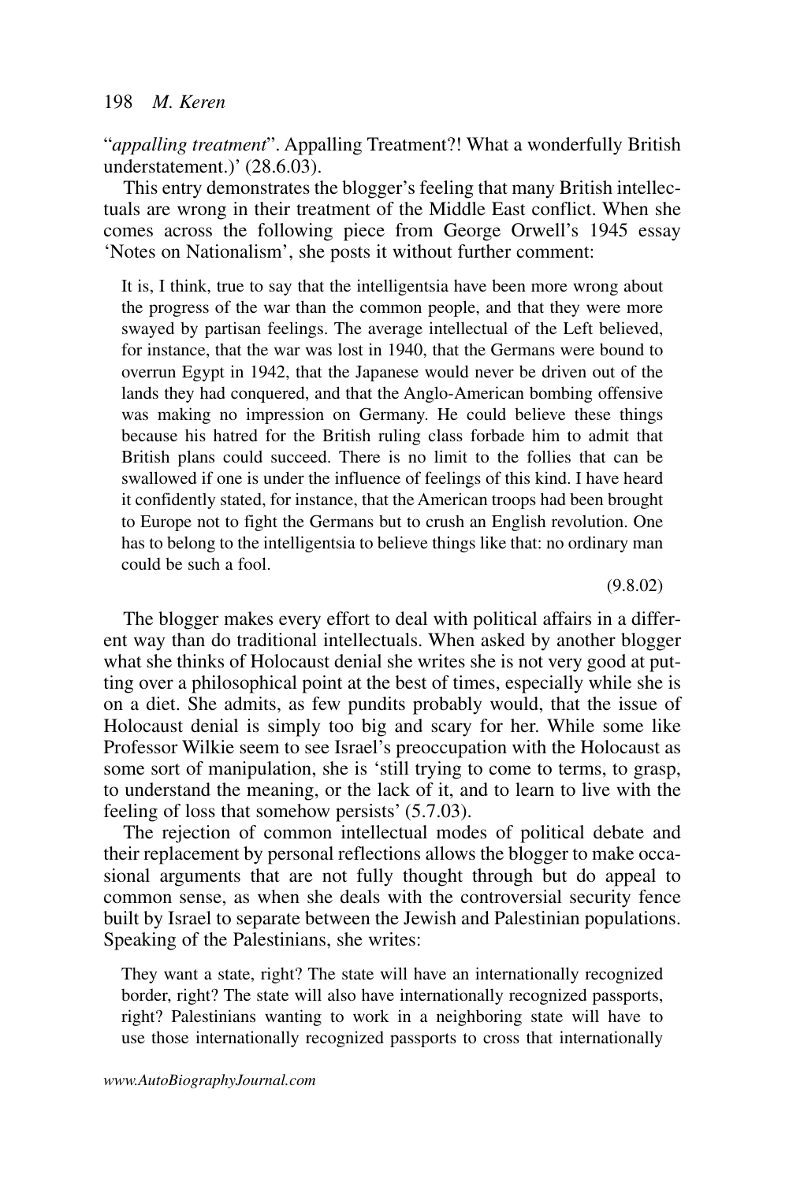"*appalling treatment*". Appalling Treatment?! What a wonderfully British understatement.)' (28.6.03).

This entry demonstrates the blogger's feeling that many British intellectuals are wrong in their treatment of the Middle East conflict. When she comes across the following piece from George Orwell's 1945 essay 'Notes on Nationalism', she posts it without further comment:

> It is, I think, true to say that the intelligentsia have been more wrong about the progress of the war than the common people, and that they were more swayed by partisan feelings. The average intellectual of the Left believed, for instance, that the war was lost in 1940, that the Germans were bound to overrun Egypt in 1942, that the Japanese would never be driven out of the lands they had conquered, and that the Anglo-American bombing offensive was making no impression on Germany. He could believe these things because his hatred for the British ruling class forbade him to admit that British plans could succeed. There is no limit to the follies that can be swallowed if one is under the influence of feelings of this kind. I have heard it confidently stated, for instance, that the American troops had been brought to Europe not to fight the Germans but to crush an English revolution. One has to belong to the intelligentsia to believe things like that: no ordinary man could be such a fool.
>
> (9.8.02)

The blogger makes every effort to deal with political affairs in a different way than do traditional intellectuals. When asked by another blogger what she thinks of Holocaust denial she writes she is not very good at putting over a philosophical point at the best of times, especially while she is on a diet. She admits, as few pundits probably would, that the issue of Holocaust denial is simply too big and scary for her. While some like Professor Wilkie seem to see Israel's preoccupation with the Holocaust as some sort of manipulation, she is 'still trying to come to terms, to grasp, to understand the meaning, or the lack of it, and to learn to live with the feeling of loss that somehow persists' (5.7.03).

The rejection of common intellectual modes of political debate and their replacement by personal reflections allows the blogger to make occasional arguments that are not fully thought through but do appeal to common sense, as when she deals with the controversial security fence built by Israel to separate between the Jewish and Palestinian populations. Speaking of the Palestinians, she writes:

> They want a state, right? The state will have an internationally recognized border, right? The state will also have internationally recognized passports, right? Palestinians wanting to work in a neighboring state will have to use those internationally recognized passports to cross that internationally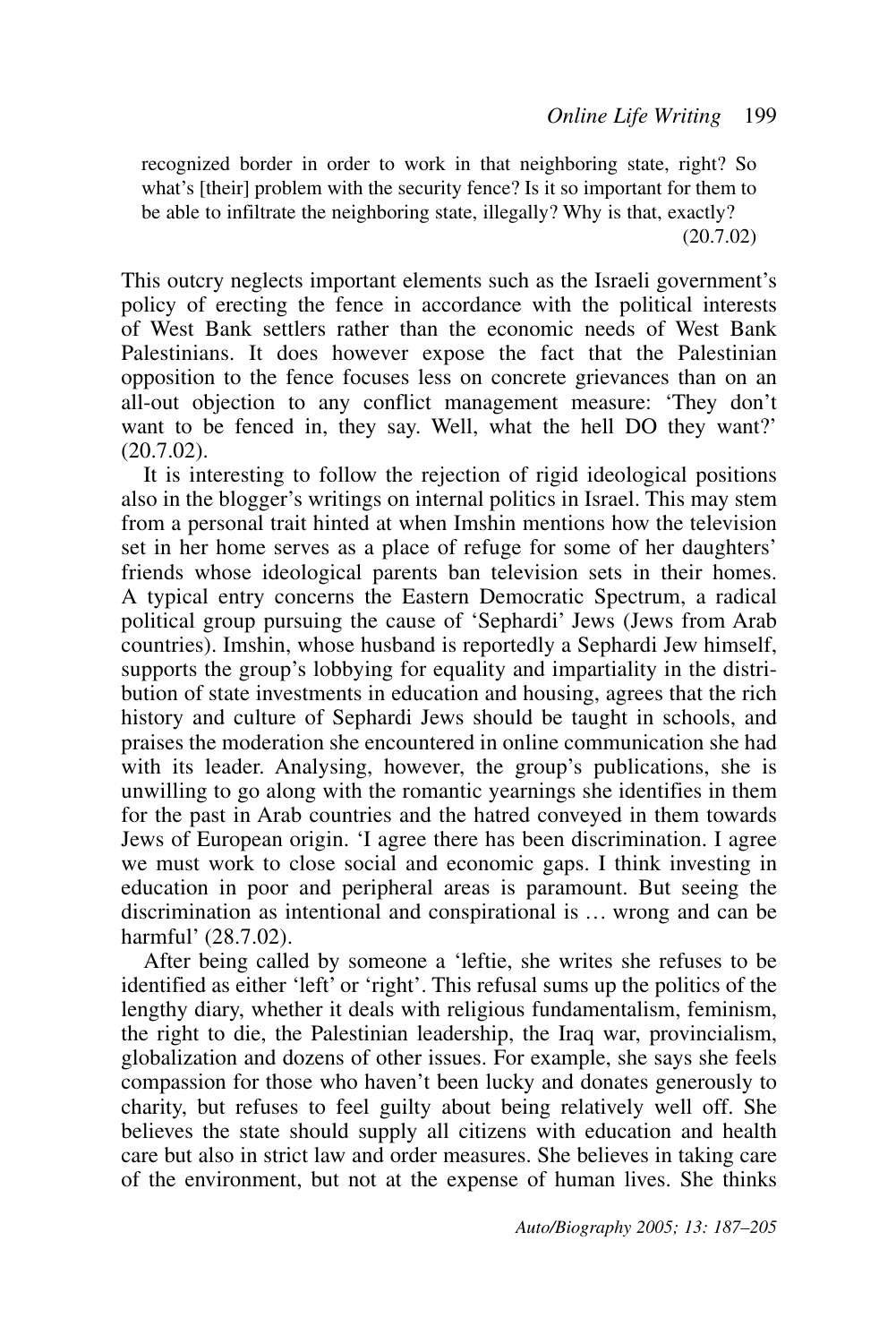> recognized border in order to work in that neighboring state, right? So what's [their] problem with the security fence? Is it so important for them to be able to infiltrate the neighboring state, illegally? Why is that, exactly? (20.7.02)

This outcry neglects important elements such as the Israeli government's policy of erecting the fence in accordance with the political interests of West Bank settlers rather than the economic needs of West Bank Palestinians. It does however expose the fact that the Palestinian opposition to the fence focuses less on concrete grievances than on an all-out objection to any conflict management measure: 'They don't want to be fenced in, they say. Well, what the hell DO they want?' (20.7.02).

It is interesting to follow the rejection of rigid ideological positions also in the blogger's writings on internal politics in Israel. This may stem from a personal trait hinted at when Imshin mentions how the television set in her home serves as a place of refuge for some of her daughters' friends whose ideological parents ban television sets in their homes. A typical entry concerns the Eastern Democratic Spectrum, a radical political group pursuing the cause of 'Sephardi' Jews (Jews from Arab countries). Imshin, whose husband is reportedly a Sephardi Jew himself, supports the group's lobbying for equality and impartiality in the distribution of state investments in education and housing, agrees that the rich history and culture of Sephardi Jews should be taught in schools, and praises the moderation she encountered in online communication she had with its leader. Analysing, however, the group's publications, she is unwilling to go along with the romantic yearnings she identifies in them for the past in Arab countries and the hatred conveyed in them towards Jews of European origin. 'I agree there has been discrimination. I agree we must work to close social and economic gaps. I think investing in education in poor and peripheral areas is paramount. But seeing the discrimination as intentional and conspirational is … wrong and can be harmful' (28.7.02).

After being called by someone a 'leftie, she writes she refuses to be identified as either 'left' or 'right'. This refusal sums up the politics of the lengthy diary, whether it deals with religious fundamentalism, feminism, the right to die, the Palestinian leadership, the Iraq war, provincialism, globalization and dozens of other issues. For example, she says she feels compassion for those who haven't been lucky and donates generously to charity, but refuses to feel guilty about being relatively well off. She believes the state should supply all citizens with education and health care but also in strict law and order measures. She believes in taking care of the environment, but not at the expense of human lives. She thinks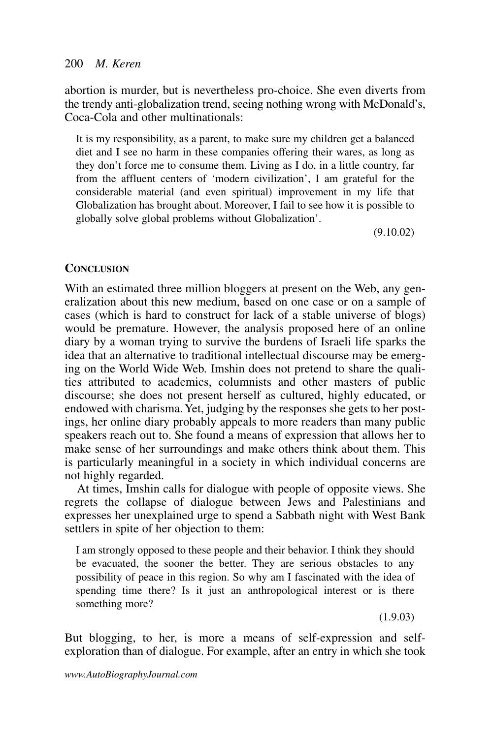abortion is murder, but is nevertheless pro-choice. She even diverts from the trendy anti-globalization trend, seeing nothing wrong with McDonald's, Coca-Cola and other multinationals:

> It is my responsibility, as a parent, to make sure my children get a balanced diet and I see no harm in these companies offering their wares, as long as they don't force me to consume them. Living as I do, in a little country, far from the affluent centers of 'modern civilization', I am grateful for the considerable material (and even spiritual) improvement in my life that Globalization has brought about. Moreover, I fail to see how it is possible to globally solve global problems without Globalization'.
>
> (9.10.02)

## Conclusion

With an estimated three million bloggers at present on the Web, any generalization about this new medium, based on one case or on a sample of cases (which is hard to construct for lack of a stable universe of blogs) would be premature. However, the analysis proposed here of an online diary by a woman trying to survive the burdens of Israeli life sparks the idea that an alternative to traditional intellectual discourse may be emerging on the World Wide Web. Imshin does not pretend to share the qualities attributed to academics, columnists and other masters of public discourse; she does not present herself as cultured, highly educated, or endowed with charisma. Yet, judging by the responses she gets to her postings, her online diary probably appeals to more readers than many public speakers reach out to. She found a means of expression that allows her to make sense of her surroundings and make others think about them. This is particularly meaningful in a society in which individual concerns are not highly regarded.

At times, Imshin calls for dialogue with people of opposite views. She regrets the collapse of dialogue between Jews and Palestinians and expresses her unexplained urge to spend a Sabbath night with West Bank settlers in spite of her objection to them:

> I am strongly opposed to these people and their behavior. I think they should be evacuated, the sooner the better. They are serious obstacles to any possibility of peace in this region. So why am I fascinated with the idea of spending time there? Is it just an anthropological interest or is there something more?
>
> (1.9.03)

But blogging, to her, is more a means of self-expression and self-exploration than of dialogue. For example, after an entry in which she took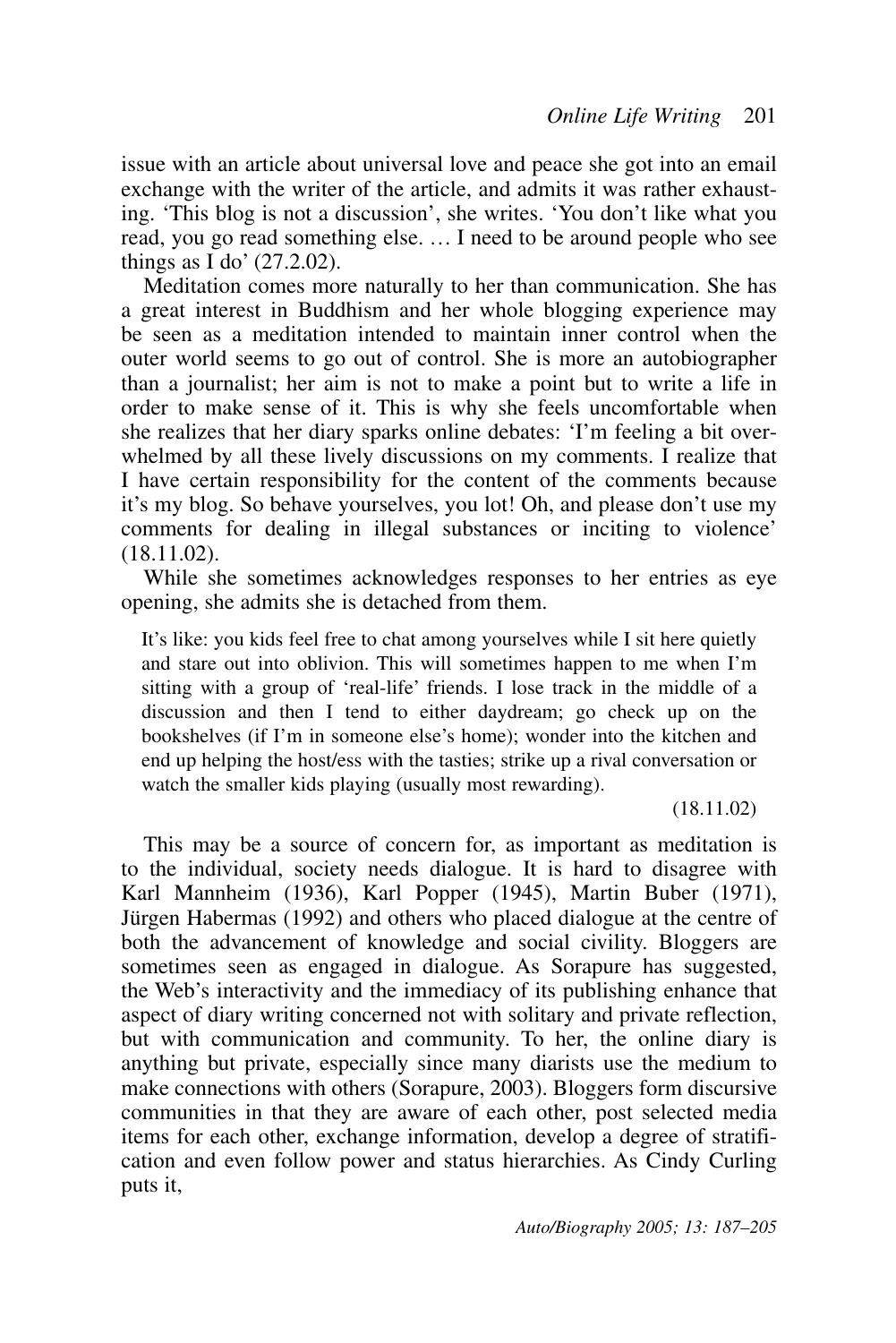issue with an article about universal love and peace she got into an email exchange with the writer of the article, and admits it was rather exhausting. 'This blog is not a discussion', she writes. 'You don't like what you read, you go read something else. … I need to be around people who see things as I do' (27.2.02).

Meditation comes more naturally to her than communication. She has a great interest in Buddhism and her whole blogging experience may be seen as a meditation intended to maintain inner control when the outer world seems to go out of control. She is more an autobiographer than a journalist; her aim is not to make a point but to write a life in order to make sense of it. This is why she feels uncomfortable when she realizes that her diary sparks online debates: 'I'm feeling a bit overwhelmed by all these lively discussions on my comments. I realize that I have certain responsibility for the content of the comments because it's my blog. So behave yourselves, you lot! Oh, and please don't use my comments for dealing in illegal substances or inciting to violence' (18.11.02).

While she sometimes acknowledges responses to her entries as eye opening, she admits she is detached from them.

> It's like: you kids feel free to chat among yourselves while I sit here quietly and stare out into oblivion. This will sometimes happen to me when I'm sitting with a group of 'real-life' friends. I lose track in the middle of a discussion and then I tend to either daydream; go check up on the bookshelves (if I'm in someone else's home); wonder into the kitchen and end up helping the host/ess with the tasties; strike up a rival conversation or watch the smaller kids playing (usually most rewarding).
>
> (18.11.02)

This may be a source of concern for, as important as meditation is to the individual, society needs dialogue. It is hard to disagree with Karl Mannheim (1936), Karl Popper (1945), Martin Buber (1971), Jürgen Habermas (1992) and others who placed dialogue at the centre of both the advancement of knowledge and social civility. Bloggers are sometimes seen as engaged in dialogue. As Sorapure has suggested, the Web's interactivity and the immediacy of its publishing enhance that aspect of diary writing concerned not with solitary and private reflection, but with communication and community. To her, the online diary is anything but private, especially since many diarists use the medium to make connections with others (Sorapure, 2003). Bloggers form discursive communities in that they are aware of each other, post selected media items for each other, exchange information, develop a degree of stratification and even follow power and status hierarchies. As Cindy Curling puts it,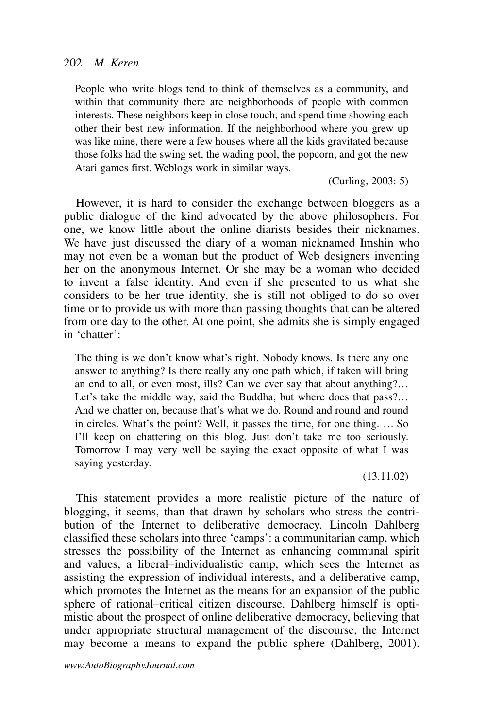> People who write blogs tend to think of themselves as a community, and within that community there are neighborhoods of people with common interests. These neighbors keep in close touch, and spend time showing each other their best new information. If the neighborhood where you grew up was like mine, there were a few houses where all the kids gravitated because those folks had the swing set, the wading pool, the popcorn, and got the new Atari games first. Weblogs work in similar ways.
>
> (Curling, 2003: 5)

However, it is hard to consider the exchange between bloggers as a public dialogue of the kind advocated by the above philosophers. For one, we know little about the online diarists besides their nicknames. We have just discussed the diary of a woman nicknamed Imshin who may not even be a woman but the product of Web designers inventing her on the anonymous Internet. Or she may be a woman who decided to invent a false identity. And even if she presented to us what she considers to be her true identity, she is still not obliged to do so over time or to provide us with more than passing thoughts that can be altered from one day to the other. At one point, she admits she is simply engaged in 'chatter':

> The thing is we don't know what's right. Nobody knows. Is there any one answer to anything? Is there really any one path which, if taken will bring an end to all, or even most, ills? Can we ever say that about anything?… Let's take the middle way, said the Buddha, but where does that pass?… And we chatter on, because that's what we do. Round and round and round in circles. What's the point? Well, it passes the time, for one thing. … So I'll keep on chattering on this blog. Just don't take me too seriously. Tomorrow I may very well be saying the exact opposite of what I was saying yesterday.
>
> (13.11.02)

This statement provides a more realistic picture of the nature of blogging, it seems, than that drawn by scholars who stress the contribution of the Internet to deliberative democracy. Lincoln Dahlberg classified these scholars into three 'camps': a communitarian camp, which stresses the possibility of the Internet as enhancing communal spirit and values, a liberal–individualistic camp, which sees the Internet as assisting the expression of individual interests, and a deliberative camp, which promotes the Internet as the means for an expansion of the public sphere of rational–critical citizen discourse. Dahlberg himself is optimistic about the prospect of online deliberative democracy, believing that under appropriate structural management of the discourse, the Internet may become a means to expand the public sphere (Dahlberg, 2001).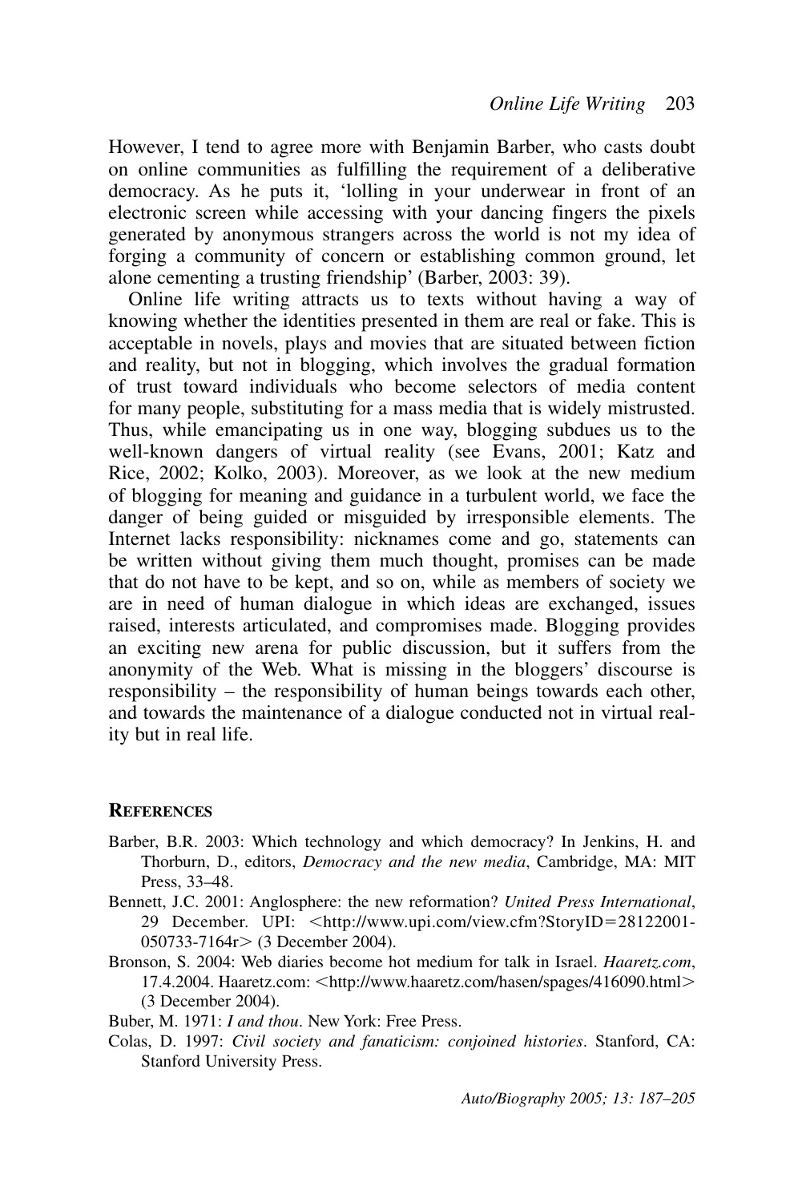However, I tend to agree more with Benjamin Barber, who casts doubt on online communities as fulfilling the requirement of a deliberative democracy. As he puts it, 'lolling in your underwear in front of an electronic screen while accessing with your dancing fingers the pixels generated by anonymous strangers across the world is not my idea of forging a community of concern or establishing common ground, let alone cementing a trusting friendship' (Barber, 2003: 39).

Online life writing attracts us to texts without having a way of knowing whether the identities presented in them are real or fake. This is acceptable in novels, plays and movies that are situated between fiction and reality, but not in blogging, which involves the gradual formation of trust toward individuals who become selectors of media content for many people, substituting for a mass media that is widely mistrusted. Thus, while emancipating us in one way, blogging subdues us to the well-known dangers of virtual reality (see Evans, 2001; Katz and Rice, 2002; Kolko, 2003). Moreover, as we look at the new medium of blogging for meaning and guidance in a turbulent world, we face the danger of being guided or misguided by irresponsible elements. The Internet lacks responsibility: nicknames come and go, statements can be written without giving them much thought, promises can be made that do not have to be kept, and so on, while as members of society we are in need of human dialogue in which ideas are exchanged, issues raised, interests articulated, and compromises made. Blogging provides an exciting new arena for public discussion, but it suffers from the anonymity of the Web. What is missing in the bloggers' discourse is responsibility – the responsibility of human beings towards each other, and towards the maintenance of a dialogue conducted not in virtual reality but in real life.

## References

Barber, B.R. 2003: Which technology and which democracy? In Jenkins, H. and Thorburn, D., editors, *Democracy and the new media*, Cambridge, MA: MIT Press, 33–48.

Bennett, J.C. 2001: Anglosphere: the new reformation? *United Press International*, 29 December. UPI: <http://www.upi.com/view.cfm?StoryID=28122001-050733-7164r> (3 December 2004).

Bronson, S. 2004: Web diaries become hot medium for talk in Israel. *Haaretz.com*, 17.4.2004. Haaretz.com: <http://www.haaretz.com/hasen/spages/416090.html> (3 December 2004).

Buber, M. 1971: *I and thou*. New York: Free Press.

Colas, D. 1997: *Civil society and fanaticism: conjoined histories*. Stanford, CA: Stanford University Press.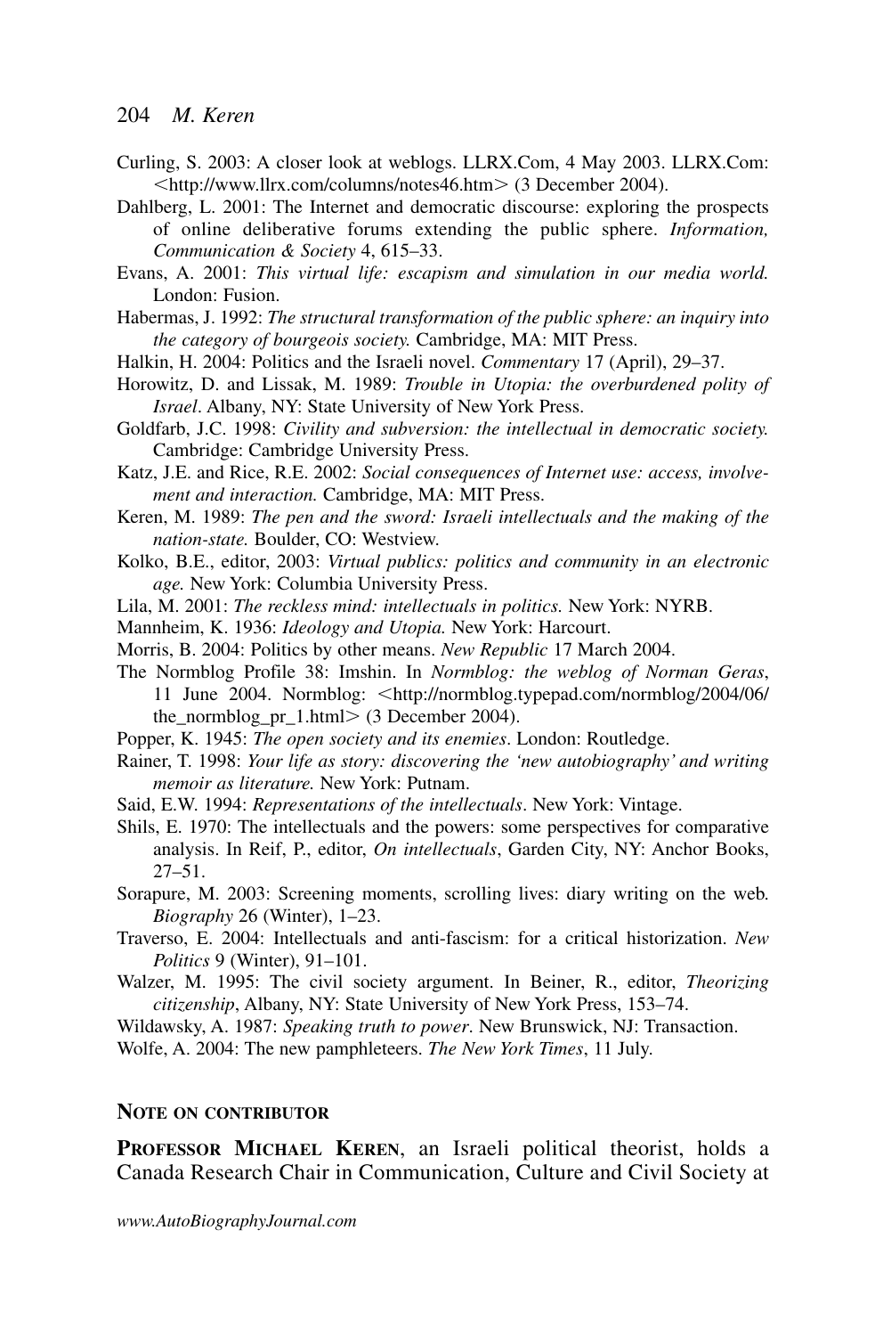Curling, S. 2003: A closer look at weblogs. LLRX.Com, 4 May 2003. LLRX.Com: <http://www.llrx.com/columns/notes46.htm> (3 December 2004).

Dahlberg, L. 2001: The Internet and democratic discourse: exploring the prospects of online deliberative forums extending the public sphere. *Information, Communication & Society* 4, 615–33.

Evans, A. 2001: *This virtual life: escapism and simulation in our media world.* London: Fusion.

Habermas, J. 1992: *The structural transformation of the public sphere: an inquiry into the category of bourgeois society.* Cambridge, MA: MIT Press.

Halkin, H. 2004: Politics and the Israeli novel. *Commentary* 17 (April), 29–37.

Horowitz, D. and Lissak, M. 1989: *Trouble in Utopia: the overburdened polity of Israel*. Albany, NY: State University of New York Press.

Goldfarb, J.C. 1998: *Civility and subversion: the intellectual in democratic society.* Cambridge: Cambridge University Press.

Katz, J.E. and Rice, R.E. 2002: *Social consequences of Internet use: access, involvement and interaction.* Cambridge, MA: MIT Press.

Keren, M. 1989: *The pen and the sword: Israeli intellectuals and the making of the nation-state.* Boulder, CO: Westview.

Kolko, B.E., editor, 2003: *Virtual publics: politics and community in an electronic age.* New York: Columbia University Press.

Lila, M. 2001: *The reckless mind: intellectuals in politics.* New York: NYRB.

Mannheim, K. 1936: *Ideology and Utopia.* New York: Harcourt.

Morris, B. 2004: Politics by other means. *New Republic* 17 March 2004.

The Normblog Profile 38: Imshin. In *Normblog: the weblog of Norman Geras*, 11 June 2004. Normblog: <http://normblog.typepad.com/normblog/2004/06/the_normblog_pr_1.html> (3 December 2004).

Popper, K. 1945: *The open society and its enemies*. London: Routledge.

Rainer, T. 1998: *Your life as story: discovering the 'new autobiography' and writing memoir as literature.* New York: Putnam.

Said, E.W. 1994: *Representations of the intellectuals*. New York: Vintage.

Shils, E. 1970: The intellectuals and the powers: some perspectives for comparative analysis. In Reif, P., editor, *On intellectuals*, Garden City, NY: Anchor Books, 27–51.

Sorapure, M. 2003: Screening moments, scrolling lives: diary writing on the web. *Biography* 26 (Winter), 1–23.

Traverso, E. 2004: Intellectuals and anti-fascism: for a critical historization. *New Politics* 9 (Winter), 91–101.

Walzer, M. 1995: The civil society argument. In Beiner, R., editor, *Theorizing citizenship*, Albany, NY: State University of New York Press, 153–74.

Wildawsky, A. 1987: *Speaking truth to power*. New Brunswick, NJ: Transaction.

Wolfe, A. 2004: The new pamphleteers. *The New York Times*, 11 July.

## Note on contributor

**Professor Michael Keren**, an Israeli political theorist, holds a Canada Research Chair in Communication, Culture and Civil Society at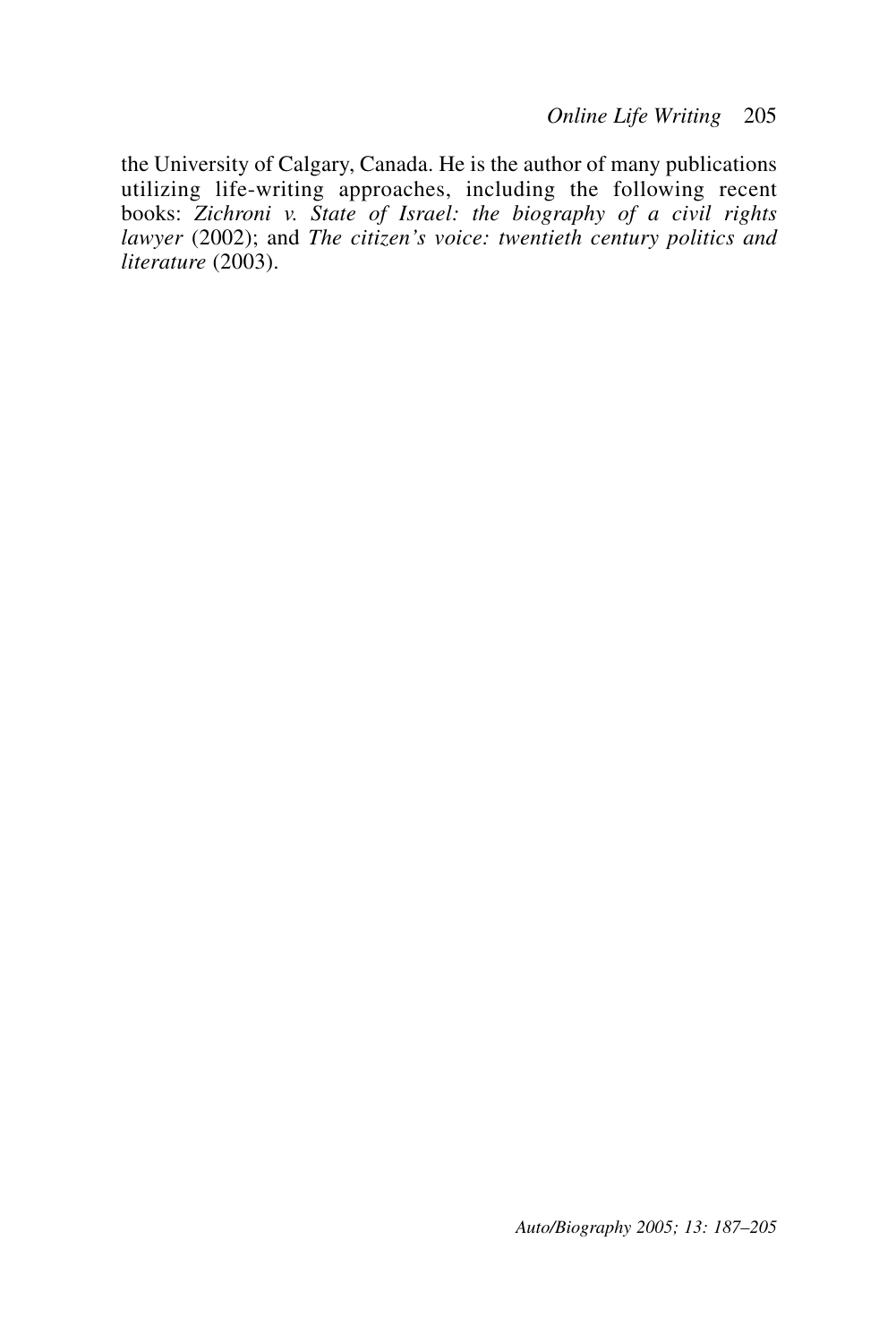the University of Calgary, Canada. He is the author of many publications utilizing life-writing approaches, including the following recent books: *Zichroni v. State of Israel: the biography of a civil rights lawyer* (2002); and *The citizen's voice: twentieth century politics and literature* (2003).